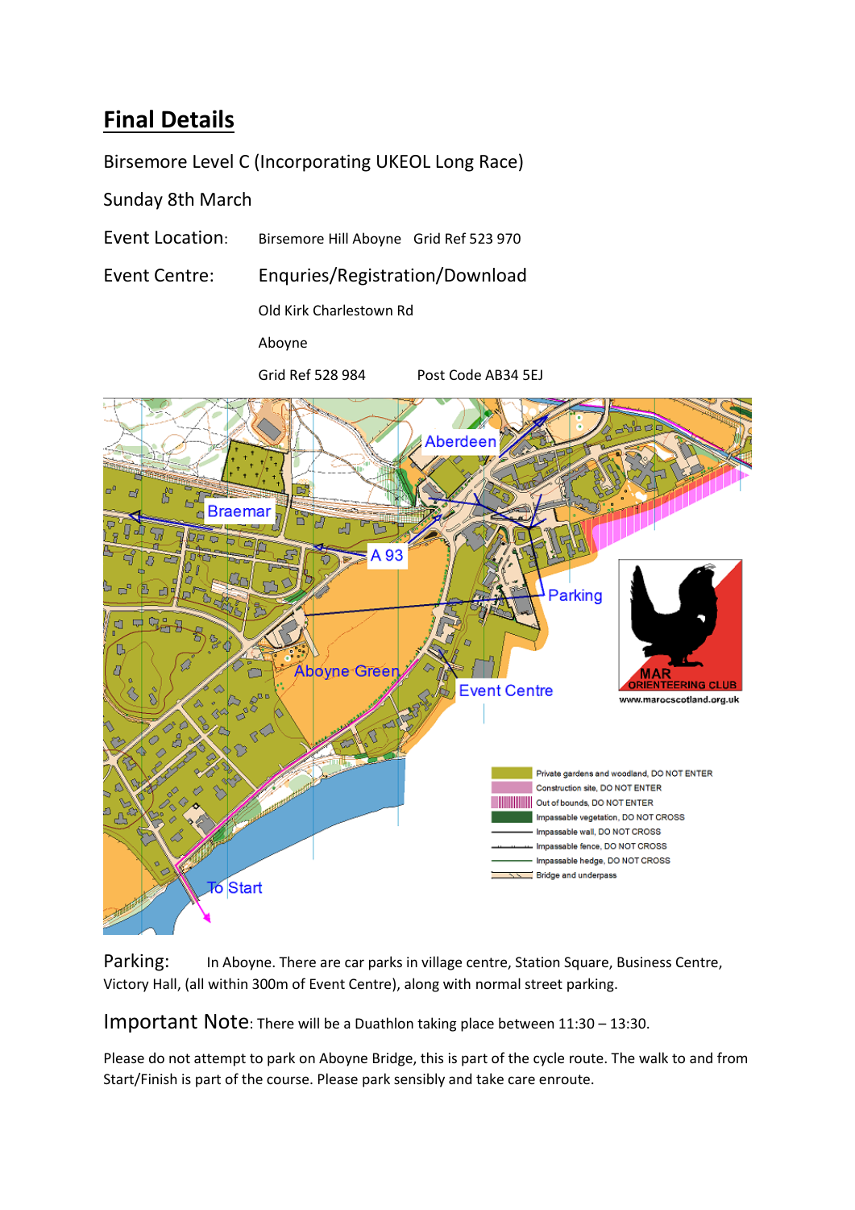# Final Details

Birsemore Level C (Incorporating UKEOL Long Race)

Sunday 8th March

Event Location: Birsemore Hill Aboyne Grid Ref 523 970

Event Centre: Enquries/Registration/Download

Old Kirk Charlestown Rd

Aboyne

Grid Ref 528 984 Post Code AB34 5EJ

Parking: In Aboyne. There are car parks in village centre, Station Square, Business Centre, Victory Hall, (all within 300m of Event Centre), along with normal street parking.

**Important Note**: There will be a Duathlon taking place between 11:30 – 13:30.

Please do not attempt to park on Aboyne Bridge, this is part of the cycle route. The walk to and from Start/Finish is part of the course. Please park sensibly and take care enroute.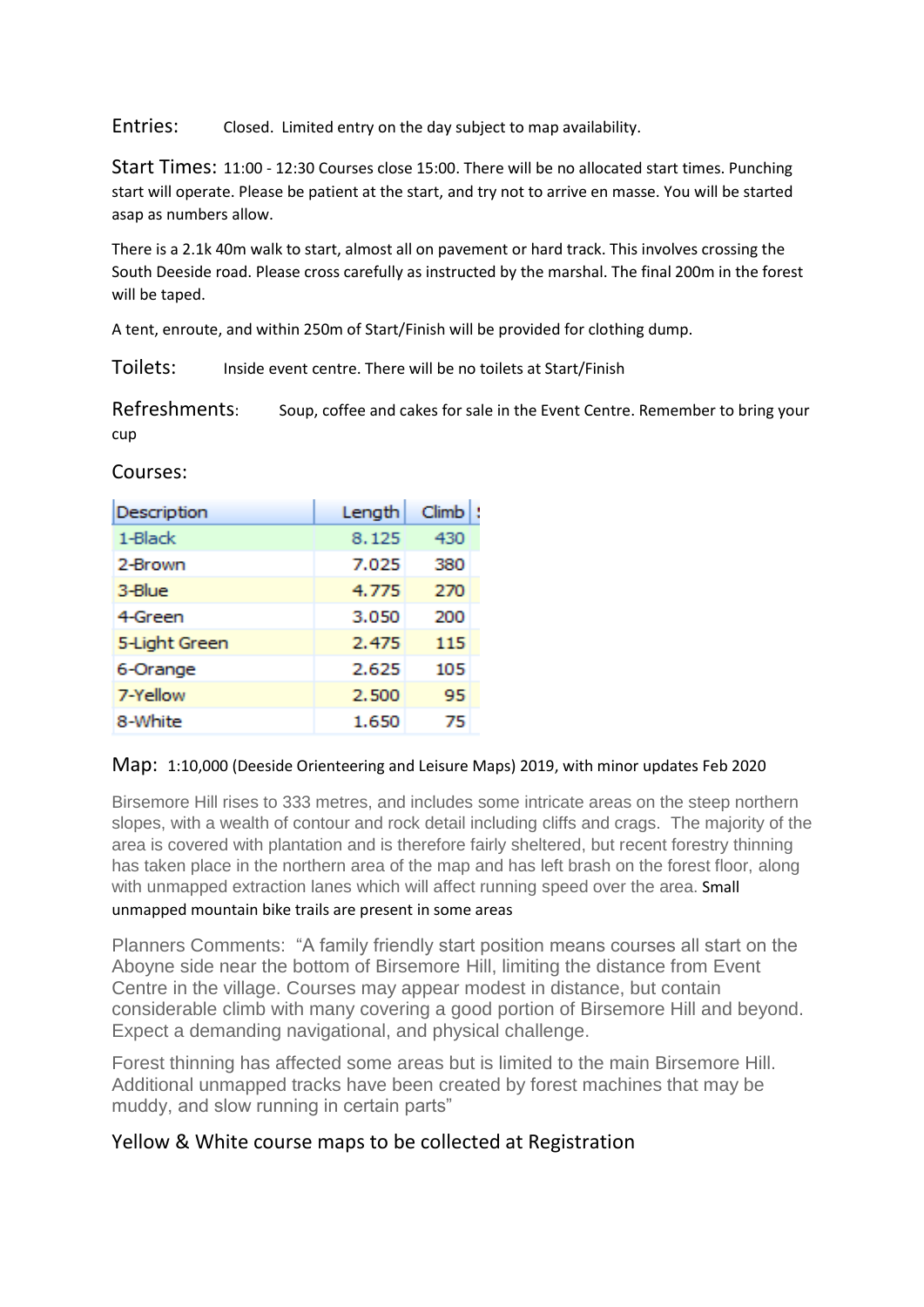**Entries:** Closed. Limited entry on the day subject to map availability.

**Start Times:** 11:00 - 12:30 Courses close 15:00. There will be no allocated start times. Punching start will operate. Please be patient at the start, and try not to arrive en masse. You will be started asap as numbers allow.

There is a 2.1k 40m walk to start, almost all on pavement or hard track. This involves crossing the South Deeside road. Please cross carefully as instructed by the marshal. The final 200m in the forest will be taped.

A tent, enroute, and within 250m of Start/Finish will be provided for clothing dump.

**Toilets:** Inside event centre. There will be no toilets at Start/Finish

**Refreshments:** Soup, coffee and cakes for sale in the Event Centre. Remember to bring your cup

**Courses:**

| Description | Length | Climb |
|---|---|---|
| 1-Black | 8.125 | 430 |
| 2-Brown | 7.025 | 380 |
| 3-Blue | 4.775 | 270 |
| 4-Green | 3.050 | 200 |
| 5-Light Green | 2.475 | 115 |
| 6-Orange | 2.625 | 105 |
| 7-Yellow | 2.500 | 95 |
| 8-White | 1.650 | 75 |

**Map:** 1:10,000 (Deeside Orienteering and Leisure Maps) 2019, with minor updates Feb 2020

Birsemore Hill rises to 333 metres, and includes some intricate areas on the steep northern slopes, with a wealth of contour and rock detail including cliffs and crags. The majority of the area is covered with plantation and is therefore fairly sheltered, but recent forestry thinning has taken place in the northern area of the map and has left brash on the forest floor, along with unmapped extraction lanes which will affect running speed over the area. Small unmapped mountain bike trails are present in some areas

Planners Comments: "A family friendly start position means courses all start on the Aboyne side near the bottom of Birsemore Hill, limiting the distance from Event Centre in the village. Courses may appear modest in distance, but contain considerable climb with many covering a good portion of Birsemore Hill and beyond. Expect a demanding navigational, and physical challenge.

Forest thinning has affected some areas but is limited to the main Birsemore Hill. Additional unmapped tracks have been created by forest machines that may be muddy, and slow running in certain parts"

**Yellow & White course maps to be collected at Registration**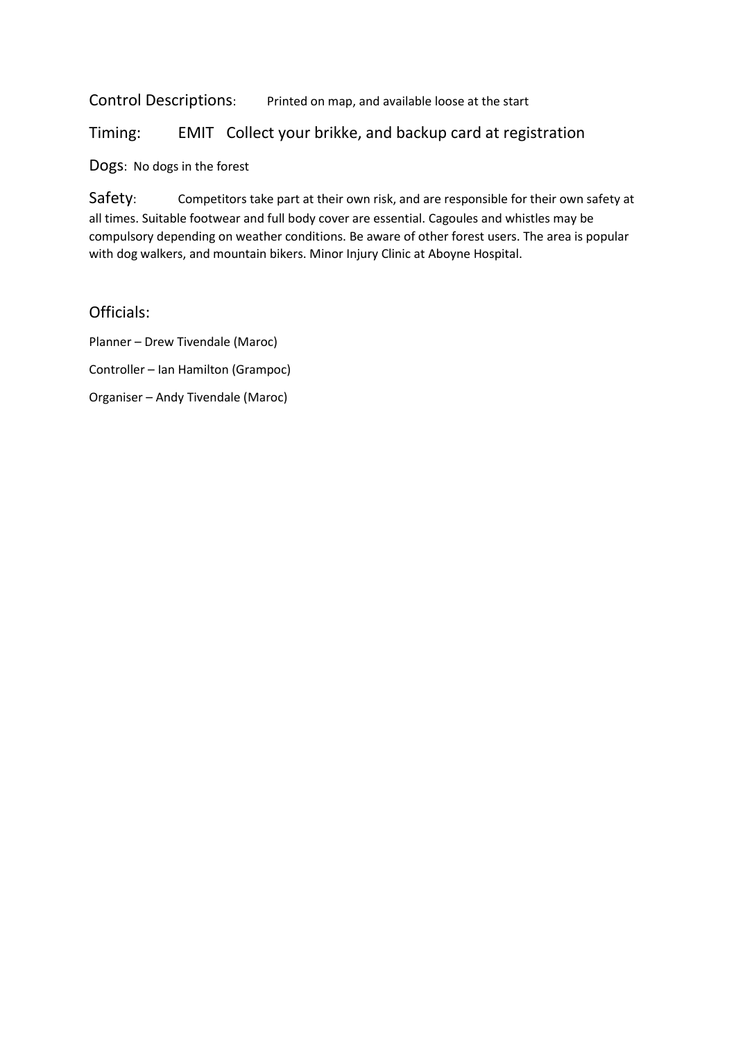Control Descriptions: Printed on map, and available loose at the start

Timing: EMIT Collect your brikke, and backup card at registration

Dogs: No dogs in the forest

Safety: Competitors take part at their own risk, and are responsible for their own safety at all times. Suitable footwear and full body cover are essential. Cagoules and whistles may be compulsory depending on weather conditions. Be aware of other forest users. The area is popular with dog walkers, and mountain bikers. Minor Injury Clinic at Aboyne Hospital.

Officials:

Planner – Drew Tivendale (Maroc)

Controller – Ian Hamilton (Grampoc)

Organiser – Andy Tivendale (Maroc)